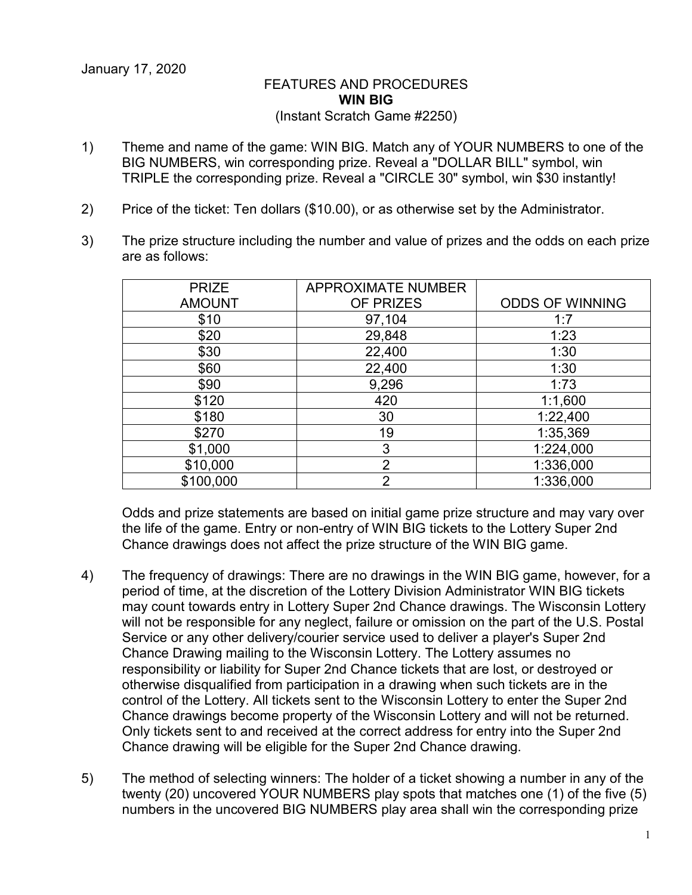January 17, 2020

FEATURES AND PROCEDURES

**WIN BIG**

(Instant Scratch Game #2250)

1) Theme and name of the game: WIN BIG. Match any of YOUR NUMBERS to one of the BIG NUMBERS, win corresponding prize. Reveal a "DOLLAR BILL" symbol, win TRIPLE the corresponding prize. Reveal a "CIRCLE 30" symbol, win $30 instantly!

2) Price of the ticket: Ten dollars ($10.00), or as otherwise set by the Administrator.

3) The prize structure including the number and value of prizes and the odds on each prize are as follows:

| PRIZE AMOUNT | APPROXIMATE NUMBER OF PRIZES | ODDS OF WINNING |
|---|---|---|
| $10 | 97,104 | 1:7 |
| $20 | 29,848 | 1:23 |
| $30 | 22,400 | 1:30 |
| $60 | 22,400 | 1:30 |
| $90 | 9,296 | 1:73 |
| $120 | 420 | 1:1,600 |
| $180 | 30 | 1:22,400 |
| $270 | 19 | 1:35,369 |
| $1,000 | 3 | 1:224,000 |
| $10,000 | 2 | 1:336,000 |
| $100,000 | 2 | 1:336,000 |

Odds and prize statements are based on initial game prize structure and may vary over the life of the game. Entry or non-entry of WIN BIG tickets to the Lottery Super 2nd Chance drawings does not affect the prize structure of the WIN BIG game.

4) The frequency of drawings: There are no drawings in the WIN BIG game, however, for a period of time, at the discretion of the Lottery Division Administrator WIN BIG tickets may count towards entry in Lottery Super 2nd Chance drawings. The Wisconsin Lottery will not be responsible for any neglect, failure or omission on the part of the U.S. Postal Service or any other delivery/courier service used to deliver a player's Super 2nd Chance Drawing mailing to the Wisconsin Lottery. The Lottery assumes no responsibility or liability for Super 2nd Chance tickets that are lost, or destroyed or otherwise disqualified from participation in a drawing when such tickets are in the control of the Lottery. All tickets sent to the Wisconsin Lottery to enter the Super 2nd Chance drawings become property of the Wisconsin Lottery and will not be returned. Only tickets sent to and received at the correct address for entry into the Super 2nd Chance drawing will be eligible for the Super 2nd Chance drawing.

5) The method of selecting winners: The holder of a ticket showing a number in any of the twenty (20) uncovered YOUR NUMBERS play spots that matches one (1) of the five (5) numbers in the uncovered BIG NUMBERS play area shall win the corresponding prize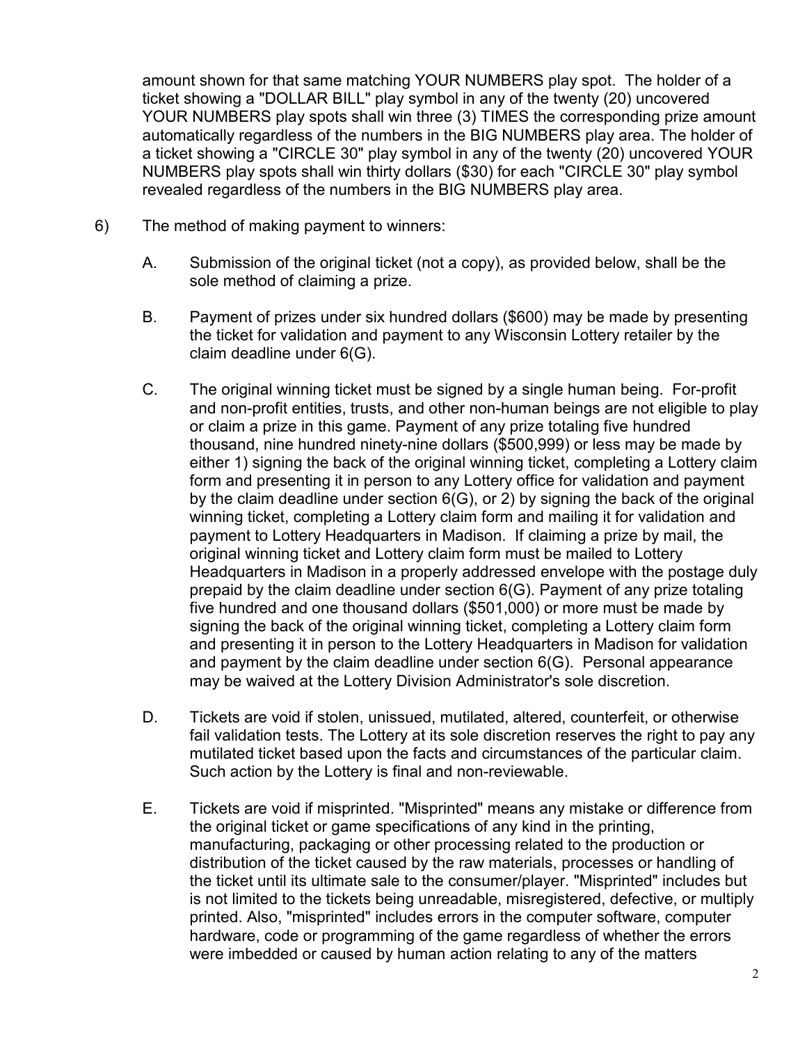amount shown for that same matching YOUR NUMBERS play spot. The holder of a ticket showing a "DOLLAR BILL" play symbol in any of the twenty (20) uncovered YOUR NUMBERS play spots shall win three (3) TIMES the corresponding prize amount automatically regardless of the numbers in the BIG NUMBERS play area. The holder of a ticket showing a "CIRCLE 30" play symbol in any of the twenty (20) uncovered YOUR NUMBERS play spots shall win thirty dollars ($30) for each "CIRCLE 30" play symbol revealed regardless of the numbers in the BIG NUMBERS play area.

6) The method of making payment to winners:

   A. Submission of the original ticket (not a copy), as provided below, shall be the sole method of claiming a prize.

   B. Payment of prizes under six hundred dollars ($600) may be made by presenting the ticket for validation and payment to any Wisconsin Lottery retailer by the claim deadline under 6(G).

   C. The original winning ticket must be signed by a single human being. For-profit and non-profit entities, trusts, and other non-human beings are not eligible to play or claim a prize in this game. Payment of any prize totaling five hundred thousand, nine hundred ninety-nine dollars ($500,999) or less may be made by either 1) signing the back of the original winning ticket, completing a Lottery claim form and presenting it in person to any Lottery office for validation and payment by the claim deadline under section 6(G), or 2) by signing the back of the original winning ticket, completing a Lottery claim form and mailing it for validation and payment to Lottery Headquarters in Madison. If claiming a prize by mail, the original winning ticket and Lottery claim form must be mailed to Lottery Headquarters in Madison in a properly addressed envelope with the postage duly prepaid by the claim deadline under section 6(G). Payment of any prize totaling five hundred and one thousand dollars ($501,000) or more must be made by signing the back of the original winning ticket, completing a Lottery claim form and presenting it in person to the Lottery Headquarters in Madison for validation and payment by the claim deadline under section 6(G). Personal appearance may be waived at the Lottery Division Administrator's sole discretion.

   D. Tickets are void if stolen, unissued, mutilated, altered, counterfeit, or otherwise fail validation tests. The Lottery at its sole discretion reserves the right to pay any mutilated ticket based upon the facts and circumstances of the particular claim. Such action by the Lottery is final and non-reviewable.

   E. Tickets are void if misprinted. "Misprinted" means any mistake or difference from the original ticket or game specifications of any kind in the printing, manufacturing, packaging or other processing related to the production or distribution of the ticket caused by the raw materials, processes or handling of the ticket until its ultimate sale to the consumer/player. "Misprinted" includes but is not limited to the tickets being unreadable, misregistered, defective, or multiply printed. Also, "misprinted" includes errors in the computer software, computer hardware, code or programming of the game regardless of whether the errors were imbedded or caused by human action relating to any of the matters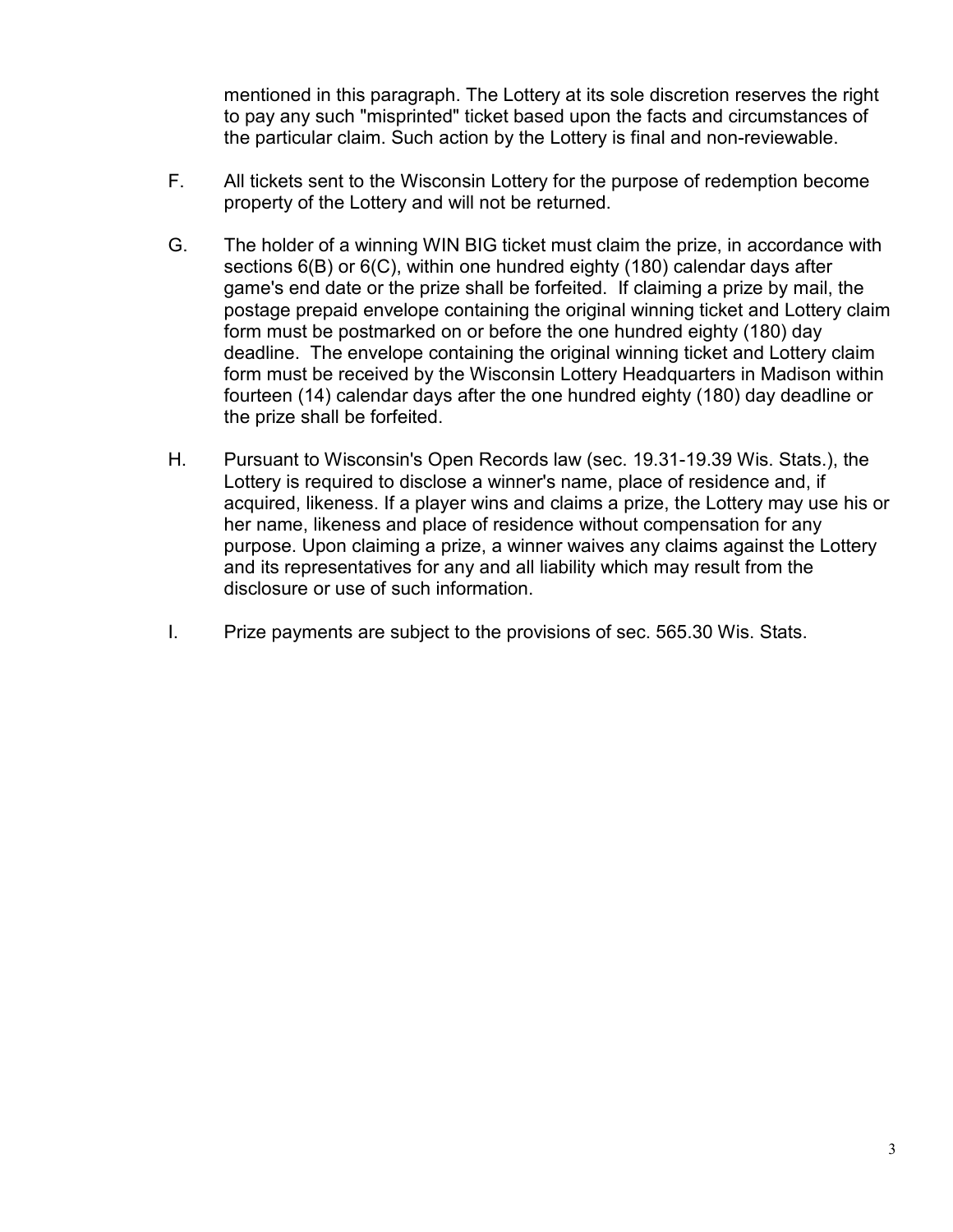mentioned in this paragraph. The Lottery at its sole discretion reserves the right to pay any such "misprinted" ticket based upon the facts and circumstances of the particular claim. Such action by the Lottery is final and non-reviewable.

F. All tickets sent to the Wisconsin Lottery for the purpose of redemption become property of the Lottery and will not be returned.

G. The holder of a winning WIN BIG ticket must claim the prize, in accordance with sections 6(B) or 6(C), within one hundred eighty (180) calendar days after game's end date or the prize shall be forfeited. If claiming a prize by mail, the postage prepaid envelope containing the original winning ticket and Lottery claim form must be postmarked on or before the one hundred eighty (180) day deadline. The envelope containing the original winning ticket and Lottery claim form must be received by the Wisconsin Lottery Headquarters in Madison within fourteen (14) calendar days after the one hundred eighty (180) day deadline or the prize shall be forfeited.

H. Pursuant to Wisconsin's Open Records law (sec. 19.31-19.39 Wis. Stats.), the Lottery is required to disclose a winner's name, place of residence and, if acquired, likeness. If a player wins and claims a prize, the Lottery may use his or her name, likeness and place of residence without compensation for any purpose. Upon claiming a prize, a winner waives any claims against the Lottery and its representatives for any and all liability which may result from the disclosure or use of such information.

I. Prize payments are subject to the provisions of sec. 565.30 Wis. Stats.